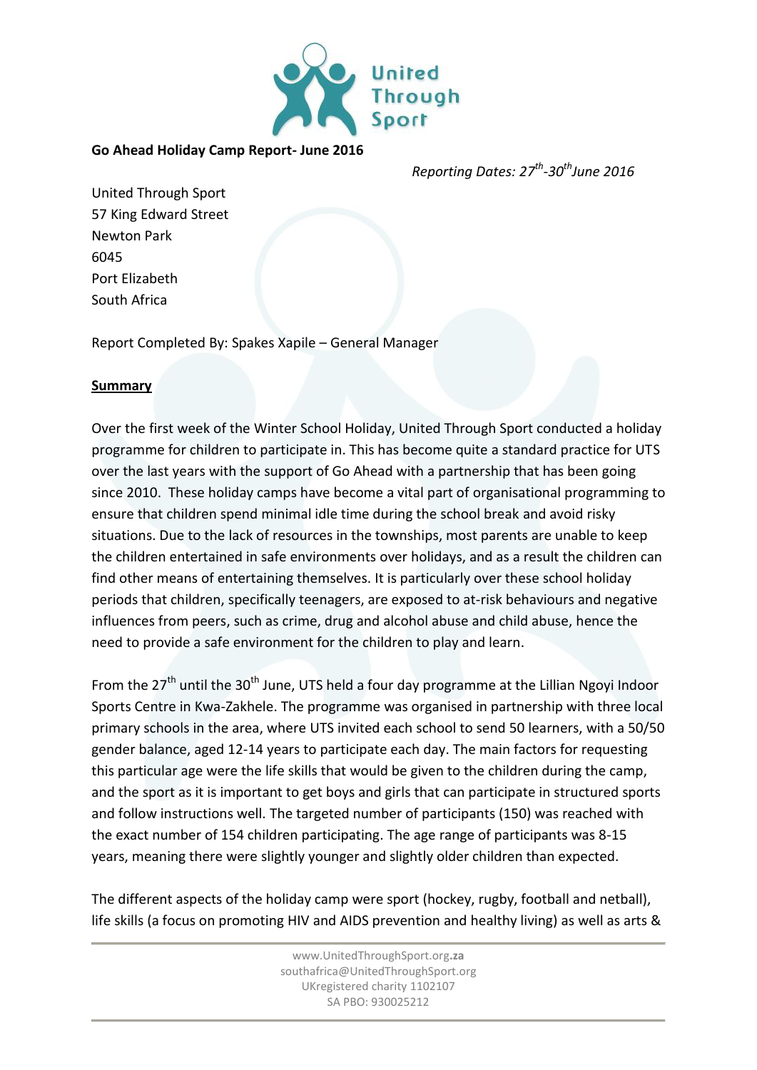# Go Ahead Holiday Camp Report- June 2016

*Reporting Dates: 27th-30th June 2016*

United Through Sport
57 King Edward Street
Newton Park
6045
Port Elizabeth
South Africa

Report Completed By: Spakes Xapile – General Manager

## Summary

Over the first week of the Winter School Holiday, United Through Sport conducted a holiday programme for children to participate in. This has become quite a standard practice for UTS over the last years with the support of Go Ahead with a partnership that has been going since 2010. These holiday camps have become a vital part of organisational programming to ensure that children spend minimal idle time during the school break and avoid risky situations. Due to the lack of resources in the townships, most parents are unable to keep the children entertained in safe environments over holidays, and as a result the children can find other means of entertaining themselves. It is particularly over these school holiday periods that children, specifically teenagers, are exposed to at-risk behaviours and negative influences from peers, such as crime, drug and alcohol abuse and child abuse, hence the need to provide a safe environment for the children to play and learn.

From the 27th until the 30th June, UTS held a four day programme at the Lillian Ngoyi Indoor Sports Centre in Kwa-Zakhele. The programme was organised in partnership with three local primary schools in the area, where UTS invited each school to send 50 learners, with a 50/50 gender balance, aged 12-14 years to participate each day. The main factors for requesting this particular age were the life skills that would be given to the children during the camp, and the sport as it is important to get boys and girls that can participate in structured sports and follow instructions well. The targeted number of participants (150) was reached with the exact number of 154 children participating. The age range of participants was 8-15 years, meaning there were slightly younger and slightly older children than expected.

The different aspects of the holiday camp were sport (hockey, rugby, football and netball), life skills (a focus on promoting HIV and AIDS prevention and healthy living) as well as arts &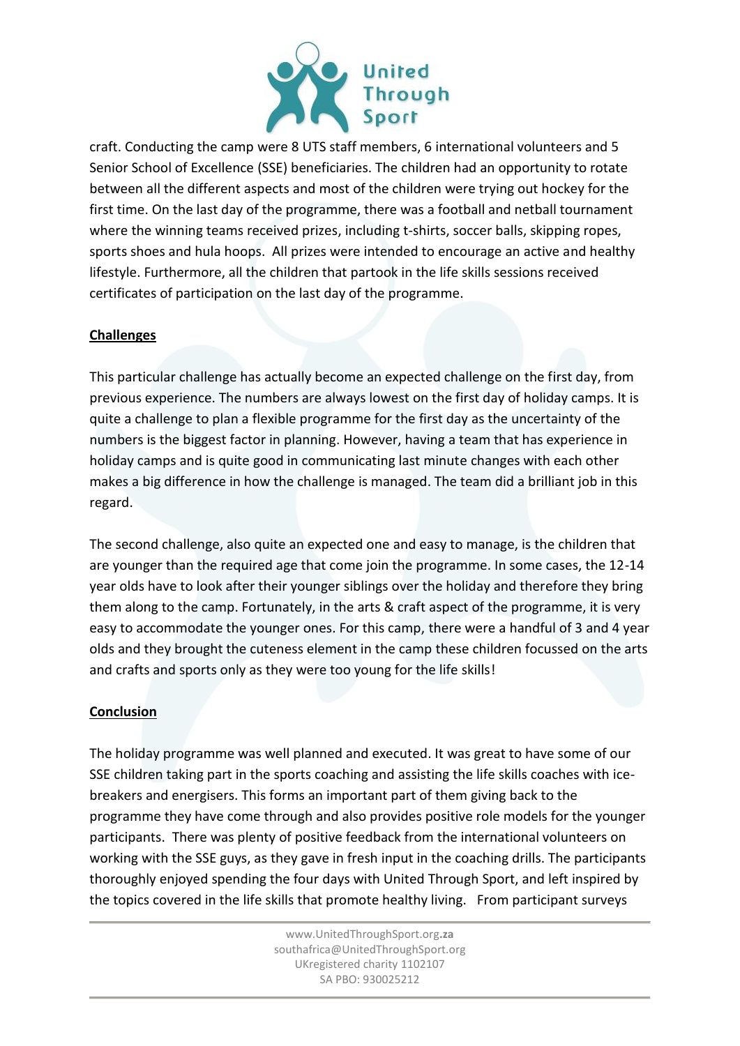craft. Conducting the camp were 8 UTS staff members, 6 international volunteers and 5 Senior School of Excellence (SSE) beneficiaries. The children had an opportunity to rotate between all the different aspects and most of the children were trying out hockey for the first time. On the last day of the programme, there was a football and netball tournament where the winning teams received prizes, including t-shirts, soccer balls, skipping ropes, sports shoes and hula hoops. All prizes were intended to encourage an active and healthy lifestyle. Furthermore, all the children that partook in the life skills sessions received certificates of participation on the last day of the programme.

## Challenges

This particular challenge has actually become an expected challenge on the first day, from previous experience. The numbers are always lowest on the first day of holiday camps. It is quite a challenge to plan a flexible programme for the first day as the uncertainty of the numbers is the biggest factor in planning. However, having a team that has experience in holiday camps and is quite good in communicating last minute changes with each other makes a big difference in how the challenge is managed. The team did a brilliant job in this regard.

The second challenge, also quite an expected one and easy to manage, is the children that are younger than the required age that come join the programme. In some cases, the 12-14 year olds have to look after their younger siblings over the holiday and therefore they bring them along to the camp. Fortunately, in the arts & craft aspect of the programme, it is very easy to accommodate the younger ones. For this camp, there were a handful of 3 and 4 year olds and they brought the cuteness element in the camp these children focussed on the arts and crafts and sports only as they were too young for the life skills!

## Conclusion

The holiday programme was well planned and executed. It was great to have some of our SSE children taking part in the sports coaching and assisting the life skills coaches with ice-breakers and energisers. This forms an important part of them giving back to the programme they have come through and also provides positive role models for the younger participants. There was plenty of positive feedback from the international volunteers on working with the SSE guys, as they gave in fresh input in the coaching drills. The participants thoroughly enjoyed spending the four days with United Through Sport, and left inspired by the topics covered in the life skills that promote healthy living. From participant surveys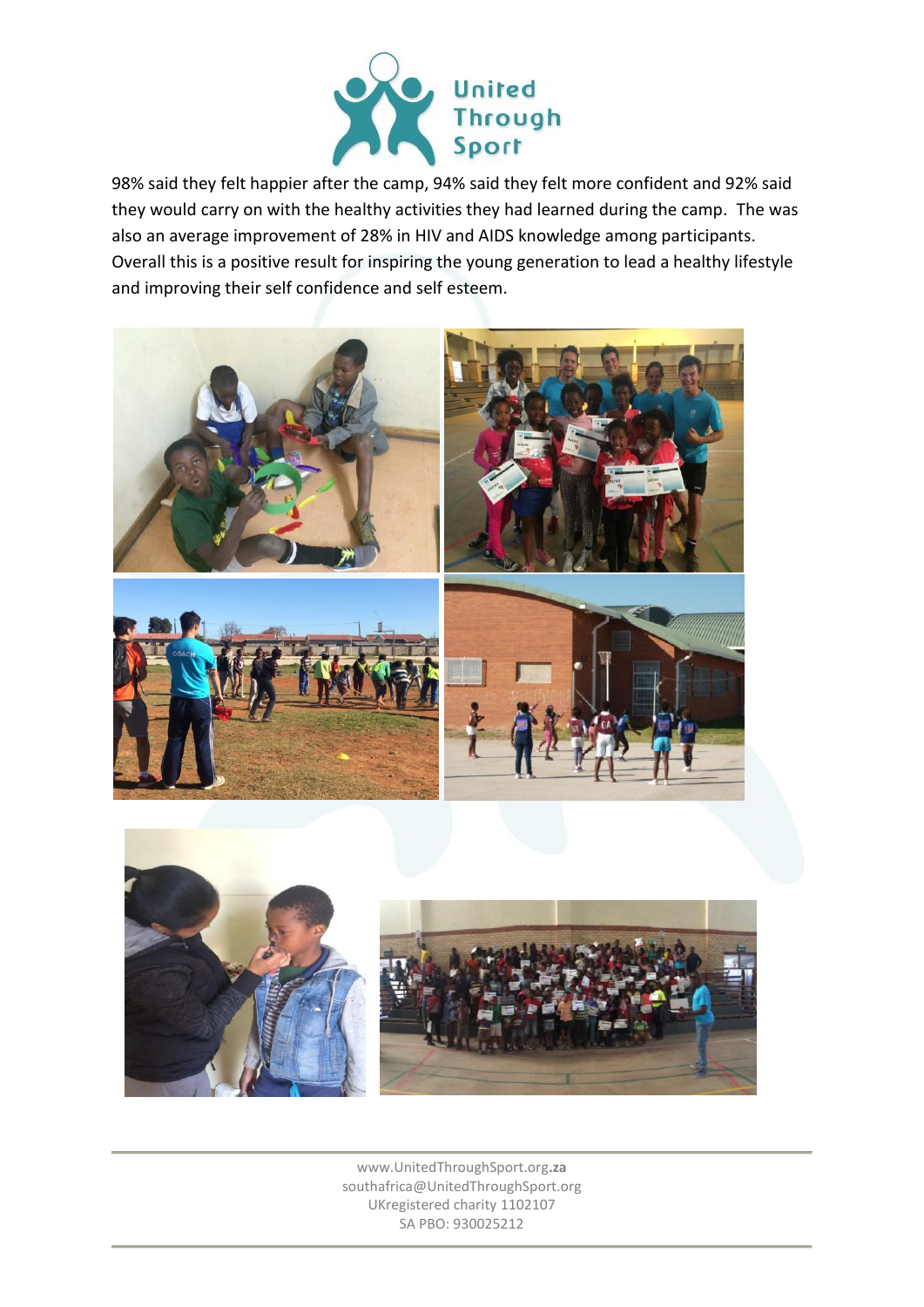98% said they felt happier after the camp, 94% said they felt more confident and 92% said they would carry on with the healthy activities they had learned during the camp. The was also an average improvement of 28% in HIV and AIDS knowledge among participants. Overall this is a positive result for inspiring the young generation to lead a healthy lifestyle and improving their self confidence and self esteem.

www.UnitedThroughSport.org.za
southafrica@UnitedThroughSport.org
UKregistered charity 1102107
SA PBO: 930025212